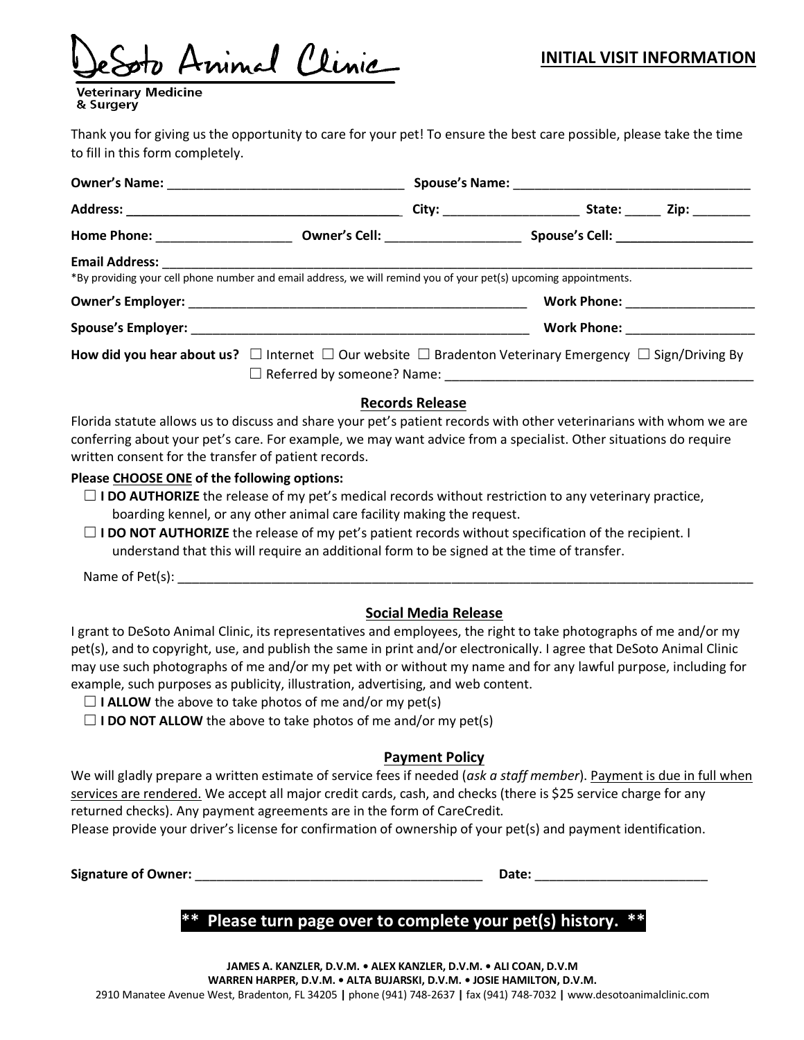# DeSoto Animal Clinic

**Veterinary Medicine & Surgery**

## INITIAL VISIT INFORMATION

Thank you for giving us the opportunity to care for your pet! To ensure the best care possible, please take the time to fill in this form completely.

**Owner's Name:** ________________________________ **Spouse's Name:** ________________________________

**Address:** ______________________________________ **City:** ___________________ **State:** _____ **Zip:** ________

**Home Phone:** ___________________ **Owner's Cell:** ___________________ **Spouse's Cell:** ___________________

**Email Address:** ____________________________________________________________________________________

*By providing your cell phone number and email address, we will remind you of your pet(s) upcoming appointments.

**Owner's Employer:** ________________________________________________ **Work Phone:** __________________

**Spouse's Employer:** _______________________________________________ **Work Phone:** __________________

**How did you hear about us?** ☐ Internet ☐ Our website ☐ Bradenton Veterinary Emergency ☐ Sign/Driving By ☐ Referred by someone? Name: ___________________________________________

### Records Release

Florida statute allows us to discuss and share your pet's patient records with other veterinarians with whom we are conferring about your pet's care. For example, we may want advice from a specialist. Other situations do require written consent for the transfer of patient records.

**Please CHOOSE ONE of the following options:**

☐ **I DO AUTHORIZE** the release of my pet's medical records without restriction to any veterinary practice, boarding kennel, or any other animal care facility making the request.

☐ **I DO NOT AUTHORIZE** the release of my pet's patient records without specification of the recipient. I understand that this will require an additional form to be signed at the time of transfer.

Name of Pet(s): ____________________________________________________________________________________

### Social Media Release

I grant to DeSoto Animal Clinic, its representatives and employees, the right to take photographs of me and/or my pet(s), and to copyright, use, and publish the same in print and/or electronically. I agree that DeSoto Animal Clinic may use such photographs of me and/or my pet with or without my name and for any lawful purpose, including for example, such purposes as publicity, illustration, advertising, and web content.

☐ **I ALLOW** the above to take photos of me and/or my pet(s)

☐ **I DO NOT ALLOW** the above to take photos of me and/or my pet(s)

### Payment Policy

We will gladly prepare a written estimate of service fees if needed (*ask a staff member*). Payment is due in full when services are rendered. We accept all major credit cards, cash, and checks (there is $25 service charge for any returned checks). Any payment agreements are in the form of CareCredit.

Please provide your driver's license for confirmation of ownership of your pet(s) and payment identification.

**Signature of Owner:** ________________________________________ **Date:** ________________________

**\*\* Please turn page over to complete your pet(s) history. \*\***

**JAMES A. KANZLER, D.V.M. • ALEX KANZLER, D.V.M. • ALI COAN, D.V.M**
**WARREN HARPER, D.V.M. • ALTA BUJARSKI, D.V.M. • JOSIE HAMILTON, D.V.M.**
2910 Manatee Avenue West, Bradenton, FL 34205 | phone (941) 748-2637 | fax (941) 748-7032 | www.desotoanimalclinic.com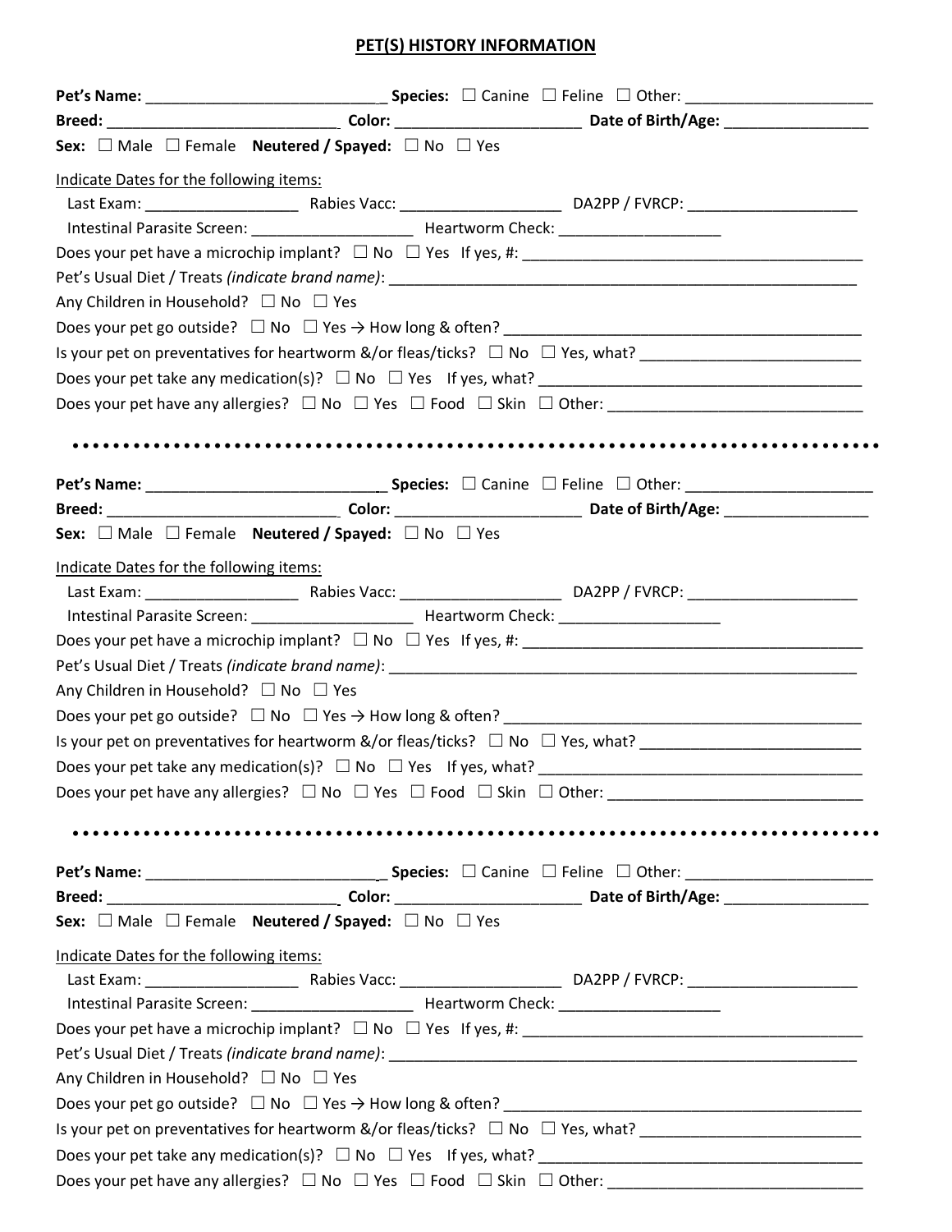## PET(S) HISTORY INFORMATION

**Pet's Name:** ____________________________ **Species:** ☐ Canine ☐ Feline ☐ Other: ______________________
**Breed:** ____________________________ **Color:** ______________________ **Date of Birth/Age:** _________________
**Sex:** ☐ Male ☐ Female **Neutered / Spayed:** ☐ No ☐ Yes

Indicate Dates for the following items:
Last Exam: __________________ Rabies Vacc: ___________________ DA2PP / FVRCP: ____________________
Intestinal Parasite Screen: ___________________ Heartworm Check: ___________________
Does your pet have a microchip implant? ☐ No ☐ Yes If yes, #: ________________________________________
Pet's Usual Diet / Treats *(indicate brand name)*: ________________________________________________________
Any Children in Household? ☐ No ☐ Yes
Does your pet go outside? ☐ No ☐ Yes → How long & often? __________________________________________
Is your pet on preventatives for heartworm &/or fleas/ticks? ☐ No ☐ Yes, what? __________________________
Does your pet take any medication(s)? ☐ No ☐ Yes If yes, what? ______________________________________
Does your pet have any allergies? ☐ No ☐ Yes ☐ Food ☐ Skin ☐ Other: _____________________________

• • • • • • • • • • • • • • • • • • • • • • • • • • • • • • • • • • • • • • • • • • • • • • • • • • • • • • • • • • • • • • • • • • • • • • • •

**Pet's Name:** ____________________________ **Species:** ☐ Canine ☐ Feline ☐ Other: ______________________
**Breed:** ____________________________ **Color:** ______________________ **Date of Birth/Age:** _________________
**Sex:** ☐ Male ☐ Female **Neutered / Spayed:** ☐ No ☐ Yes

Indicate Dates for the following items:
Last Exam: __________________ Rabies Vacc: ___________________ DA2PP / FVRCP: ____________________
Intestinal Parasite Screen: ___________________ Heartworm Check: ___________________
Does your pet have a microchip implant? ☐ No ☐ Yes If yes, #: ________________________________________
Pet's Usual Diet / Treats *(indicate brand name)*: ________________________________________________________
Any Children in Household? ☐ No ☐ Yes
Does your pet go outside? ☐ No ☐ Yes → How long & often? __________________________________________
Is your pet on preventatives for heartworm &/or fleas/ticks? ☐ No ☐ Yes, what? __________________________
Does your pet take any medication(s)? ☐ No ☐ Yes If yes, what? ______________________________________
Does your pet have any allergies? ☐ No ☐ Yes ☐ Food ☐ Skin ☐ Other: _____________________________

• • • • • • • • • • • • • • • • • • • • • • • • • • • • • • • • • • • • • • • • • • • • • • • • • • • • • • • • • • • • • • • • • • • • • • • •

**Pet's Name:** ____________________________ **Species:** ☐ Canine ☐ Feline ☐ Other: ______________________
**Breed:** ____________________________ **Color:** ______________________ **Date of Birth/Age:** _________________
**Sex:** ☐ Male ☐ Female **Neutered / Spayed:** ☐ No ☐ Yes

Indicate Dates for the following items:
Last Exam: __________________ Rabies Vacc: ___________________ DA2PP / FVRCP: ____________________
Intestinal Parasite Screen: ___________________ Heartworm Check: ___________________
Does your pet have a microchip implant? ☐ No ☐ Yes If yes, #: ________________________________________
Pet's Usual Diet / Treats *(indicate brand name)*: ________________________________________________________
Any Children in Household? ☐ No ☐ Yes
Does your pet go outside? ☐ No ☐ Yes → How long & often? __________________________________________
Is your pet on preventatives for heartworm &/or fleas/ticks? ☐ No ☐ Yes, what? __________________________
Does your pet take any medication(s)? ☐ No ☐ Yes If yes, what? ______________________________________
Does your pet have any allergies? ☐ No ☐ Yes ☐ Food ☐ Skin ☐ Other: _____________________________